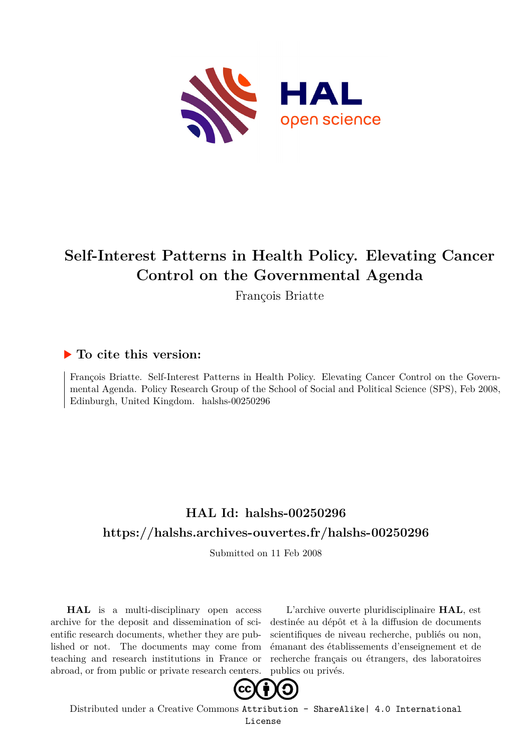# Self-Interest Patterns in Health Policy. Elevating Cancer Control on the Governmental Agenda

François Briatte

## ▶ To cite this version:

François Briatte. Self-Interest Patterns in Health Policy. Elevating Cancer Control on the Governmental Agenda. Policy Research Group of the School of Social and Political Science (SPS), Feb 2008, Edinburgh, United Kingdom. halshs-00250296

## HAL Id: halshs-00250296

## https://halshs.archives-ouvertes.fr/halshs-00250296

Submitted on 11 Feb 2008

**HAL** is a multi-disciplinary open access archive for the deposit and dissemination of scientific research documents, whether they are published or not. The documents may come from teaching and research institutions in France or abroad, or from public or private research centers.

L'archive ouverte pluridisciplinaire **HAL**, est destinée au dépôt et à la diffusion de documents scientifiques de niveau recherche, publiés ou non, émanant des établissements d'enseignement et de recherche français ou étrangers, des laboratoires publics ou privés.

Distributed under a Creative Commons Attribution - ShareAlike| 4.0 International License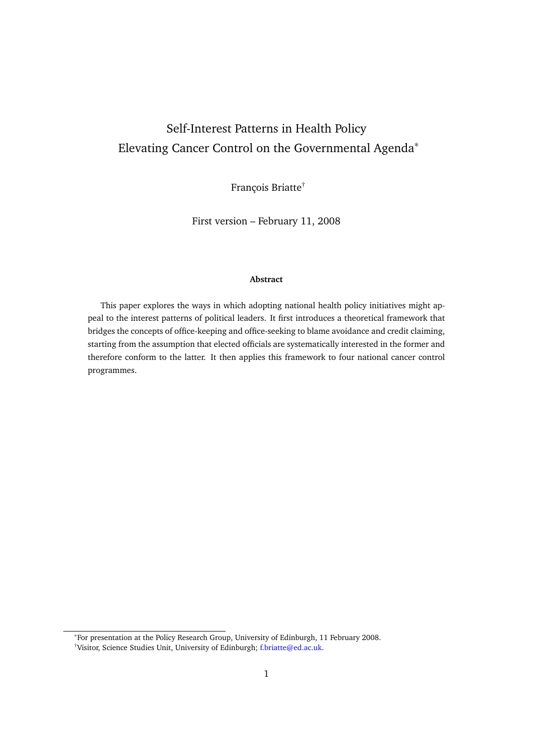# Self-Interest Patterns in Health Policy
## Elevating Cancer Control on the Governmental Agenda*

François Briatte†

First version – February 11, 2008

**Abstract**

This paper explores the ways in which adopting national health policy initiatives might appeal to the interest patterns of political leaders. It first introduces a theoretical framework that bridges the concepts of office-keeping and office-seeking to blame avoidance and credit claiming, starting from the assumption that elected officials are systematically interested in the former and therefore conform to the latter. It then applies this framework to four national cancer control programmes.

---

*For presentation at the Policy Research Group, University of Edinburgh, 11 February 2008.

†Visitor, Science Studies Unit, University of Edinburgh; f.briatte@ed.ac.uk.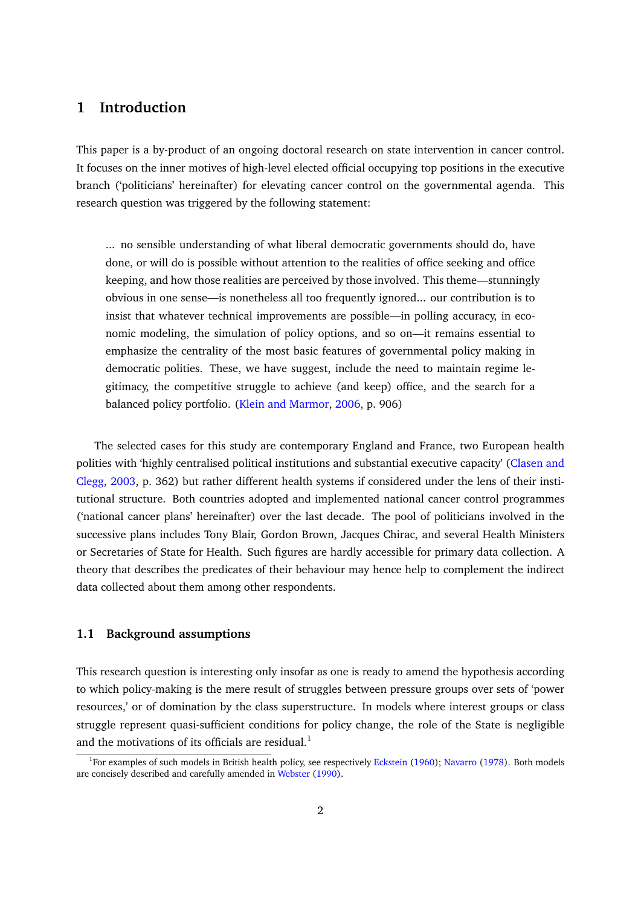## 1 Introduction

This paper is a by-product of an ongoing doctoral research on state intervention in cancer control. It focuses on the inner motives of high-level elected official occupying top positions in the executive branch ('politicians' hereinafter) for elevating cancer control on the governmental agenda. This research question was triggered by the following statement:

> ... no sensible understanding of what liberal democratic governments should do, have done, or will do is possible without attention to the realities of office seeking and office keeping, and how those realities are perceived by those involved. This theme—stunningly obvious in one sense—is nonetheless all too frequently ignored... our contribution is to insist that whatever technical improvements are possible—in polling accuracy, in economic modeling, the simulation of policy options, and so on—it remains essential to emphasize the centrality of the most basic features of governmental policy making in democratic polities. These, we have suggest, include the need to maintain regime legitimacy, the competitive struggle to achieve (and keep) office, and the search for a balanced policy portfolio. (Klein and Marmor, 2006, p. 906)

The selected cases for this study are contemporary England and France, two European health polities with 'highly centralised political institutions and substantial executive capacity' (Clasen and Clegg, 2003, p. 362) but rather different health systems if considered under the lens of their institutional structure. Both countries adopted and implemented national cancer control programmes ('national cancer plans' hereinafter) over the last decade. The pool of politicians involved in the successive plans includes Tony Blair, Gordon Brown, Jacques Chirac, and several Health Ministers or Secretaries of State for Health. Such figures are hardly accessible for primary data collection. A theory that describes the predicates of their behaviour may hence help to complement the indirect data collected about them among other respondents.

### 1.1 Background assumptions

This research question is interesting only insofar as one is ready to amend the hypothesis according to which policy-making is the mere result of struggles between pressure groups over sets of 'power resources,' or of domination by the class superstructure. In models where interest groups or class struggle represent quasi-sufficient conditions for policy change, the role of the State is negligible and the motivations of its officials are residual.[1]

[1] For examples of such models in British health policy, see respectively Eckstein (1960); Navarro (1978). Both models are concisely described and carefully amended in Webster (1990).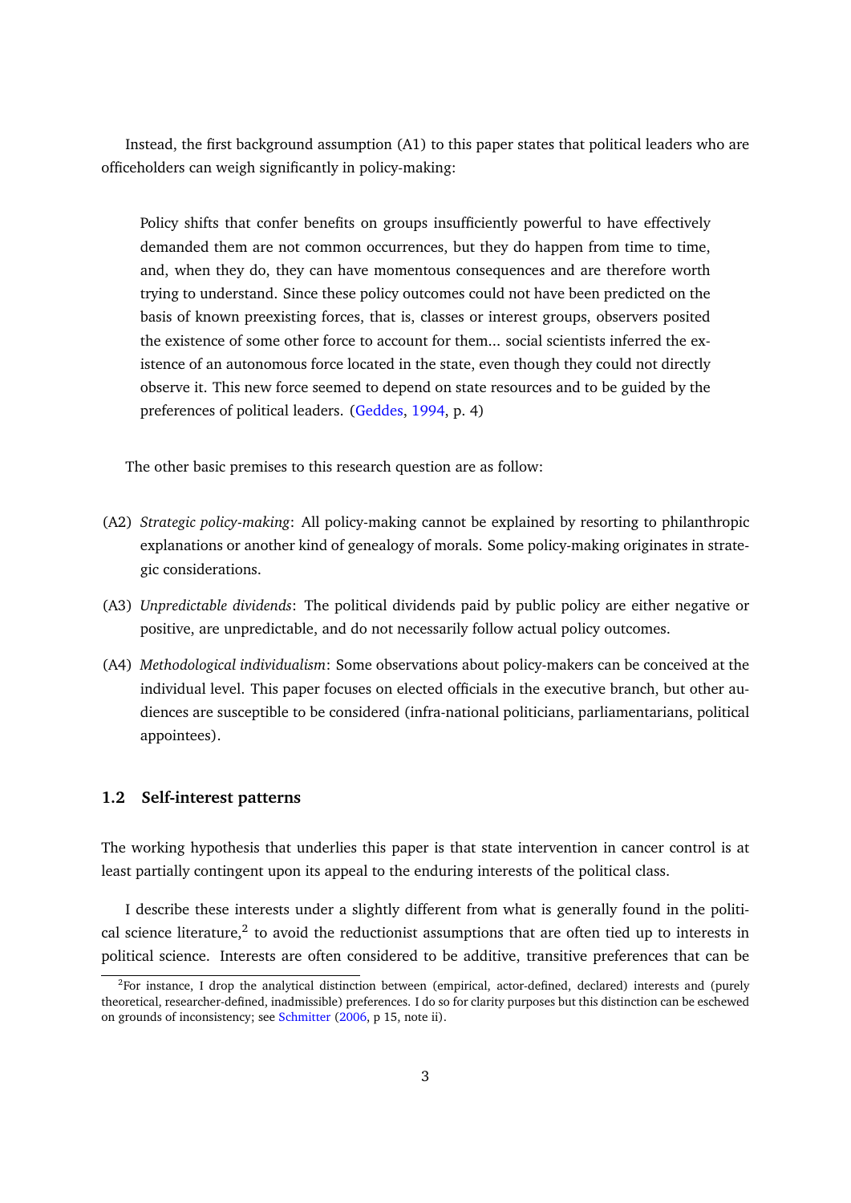Instead, the first background assumption (A1) to this paper states that political leaders who are officeholders can weigh significantly in policy-making:

> Policy shifts that confer benefits on groups insufficiently powerful to have effectively demanded them are not common occurrences, but they do happen from time to time, and, when they do, they can have momentous consequences and are therefore worth trying to understand. Since these policy outcomes could not have been predicted on the basis of known preexisting forces, that is, classes or interest groups, observers posited the existence of some other force to account for them... social scientists inferred the existence of an autonomous force located in the state, even though they could not directly observe it. This new force seemed to depend on state resources and to be guided by the preferences of political leaders. (Geddes, 1994, p. 4)

The other basic premises to this research question are as follow:

(A2) *Strategic policy-making*: All policy-making cannot be explained by resorting to philanthropic explanations or another kind of genealogy of morals. Some policy-making originates in strategic considerations.

(A3) *Unpredictable dividends*: The political dividends paid by public policy are either negative or positive, are unpredictable, and do not necessarily follow actual policy outcomes.

(A4) *Methodological individualism*: Some observations about policy-makers can be conceived at the individual level. This paper focuses on elected officials in the executive branch, but other audiences are susceptible to be considered (infra-national politicians, parliamentarians, political appointees).

### 1.2 Self-interest patterns

The working hypothesis that underlies this paper is that state intervention in cancer control is at least partially contingent upon its appeal to the enduring interests of the political class.

I describe these interests under a slightly different from what is generally found in the political science literature,[2] to avoid the reductionist assumptions that are often tied up to interests in political science. Interests are often considered to be additive, transitive preferences that can be

[2] For instance, I drop the analytical distinction between (empirical, actor-defined, declared) interests and (purely theoretical, researcher-defined, inadmissible) preferences. I do so for clarity purposes but this distinction can be eschewed on grounds of inconsistency; see Schmitter (2006, p 15, note ii).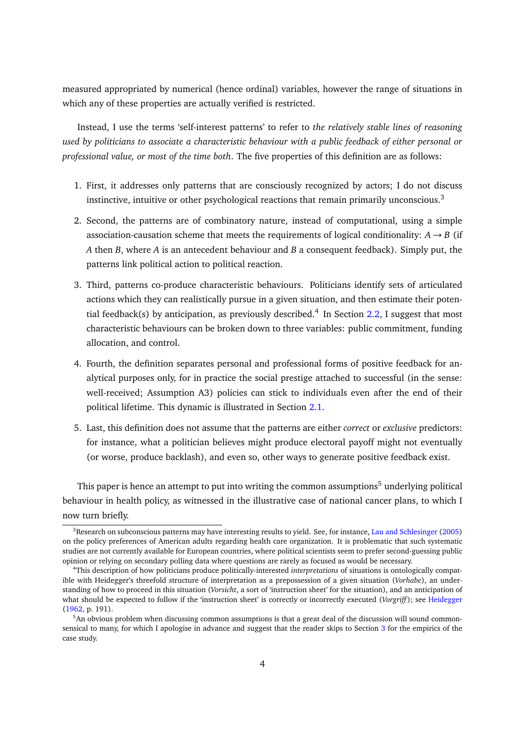measured appropriated by numerical (hence ordinal) variables, however the range of situations in which any of these properties are actually verified is restricted.

Instead, I use the terms 'self-interest patterns' to refer to *the relatively stable lines of reasoning used by politicians to associate a characteristic behaviour with a public feedback of either personal or professional value, or most of the time both*. The five properties of this definition are as follows:

1. First, it addresses only patterns that are consciously recognized by actors; I do not discuss instinctive, intuitive or other psychological reactions that remain primarily unconscious.[3]
2. Second, the patterns are of combinatory nature, instead of computational, using a simple association-causation scheme that meets the requirements of logical conditionality: $A \rightarrow B$ (if $A$ then $B$, where $A$ is an antecedent behaviour and $B$ a consequent feedback). Simply put, the patterns link political action to political reaction.
3. Third, patterns co-produce characteristic behaviours. Politicians identify sets of articulated actions which they can realistically pursue in a given situation, and then estimate their potential feedback(s) by anticipation, as previously described.[4] In Section 2.2, I suggest that most characteristic behaviours can be broken down to three variables: public commitment, funding allocation, and control.
4. Fourth, the definition separates personal and professional forms of positive feedback for analytical purposes only, for in practice the social prestige attached to successful (in the sense: well-received; Assumption A3) policies can stick to individuals even after the end of their political lifetime. This dynamic is illustrated in Section 2.1.
5. Last, this definition does not assume that the patterns are either *correct* or *exclusive* predictors: for instance, what a politician believes might produce electoral payoff might not eventually (or worse, produce backlash), and even so, other ways to generate positive feedback exist.

This paper is hence an attempt to put into writing the common assumptions[5] underlying political behaviour in health policy, as witnessed in the illustrative case of national cancer plans, to which I now turn briefly.

[3] Research on subconscious patterns may have interesting results to yield. See, for instance, Lau and Schlesinger (2005) on the policy preferences of American adults regarding health care organization. It is problematic that such systematic studies are not currently available for European countries, where political scientists seem to prefer second-guessing public opinion or relying on secondary polling data where questions are rarely as focused as would be necessary.

[4] This description of how politicians produce politically-interested *interpretations* of situations is ontologically compatible with Heidegger's threefold structure of interpretation as a prepossession of a given situation (*Vorhabe*), an understanding of how to proceed in this situation (*Vorsicht*, a sort of 'instruction sheet' for the situation), and an anticipation of what should be expected to follow if the 'instruction sheet' is correctly or incorrectly executed (*Vorgriff*); see Heidegger (1962, p. 191).

[5] An obvious problem when discussing common assumptions is that a great deal of the discussion will sound commonsensical to many, for which I apologise in advance and suggest that the reader skips to Section 3 for the empirics of the case study.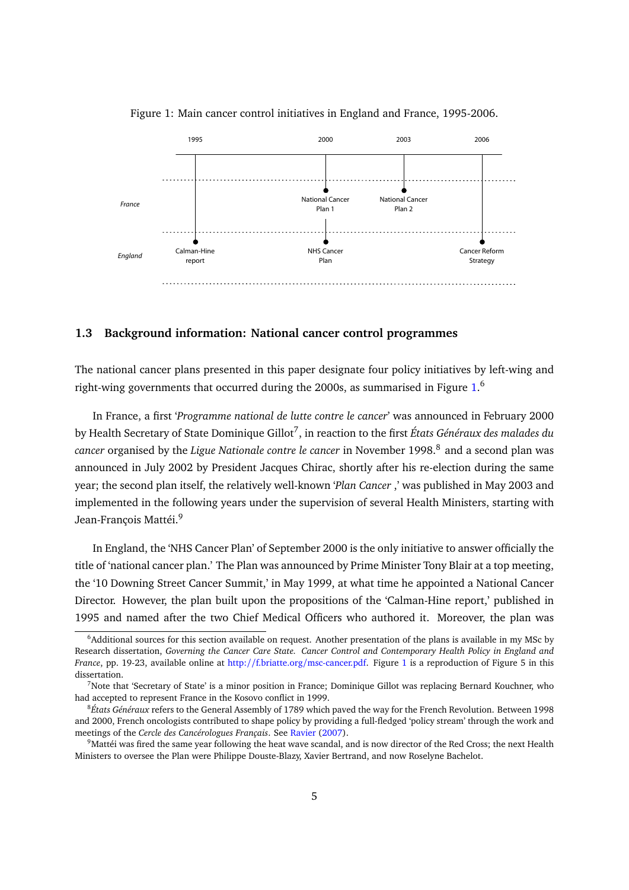Figure 1: Main cancer control initiatives in England and France, 1995-2006.

| | 1995 | 2000 | 2003 | 2006 |
|---|---|---|---|---|
| *France* | | National Cancer Plan 1 | National Cancer Plan 2 | |
| *England* | Calman-Hine report | NHS Cancer Plan | | Cancer Reform Strategy |

### 1.3 Background information: National cancer control programmes

The national cancer plans presented in this paper designate four policy initiatives by left-wing and right-wing governments that occurred during the 2000s, as summarised in Figure 1.[6]

In France, a first '*Programme national de lutte contre le cancer*' was announced in February 2000 by Health Secretary of State Dominique Gillot[7], in reaction to the first *États Généraux des malades du cancer* organised by the *Ligue Nationale contre le cancer* in November 1998.[8] and a second plan was announced in July 2002 by President Jacques Chirac, shortly after his re-election during the same year; the second plan itself, the relatively well-known '*Plan Cancer* ,' was published in May 2003 and implemented in the following years under the supervision of several Health Ministers, starting with Jean-François Mattéi.[9]

In England, the 'NHS Cancer Plan' of September 2000 is the only initiative to answer officially the title of 'national cancer plan.' The Plan was announced by Prime Minister Tony Blair at a top meeting, the '10 Downing Street Cancer Summit,' in May 1999, at what time he appointed a National Cancer Director. However, the plan built upon the propositions of the 'Calman-Hine report,' published in 1995 and named after the two Chief Medical Officers who authored it. Moreover, the plan was

---

[6] Additional sources for this section available on request. Another presentation of the plans is available in my MSc by Research dissertation, *Governing the Cancer Care State. Cancer Control and Contemporary Health Policy in England and France*, pp. 19-23, available online at http://f.briatte.org/msc-cancer.pdf. Figure 1 is a reproduction of Figure 5 in this dissertation.

[7] Note that 'Secretary of State' is a minor position in France; Dominique Gillot was replacing Bernard Kouchner, who had accepted to represent France in the Kosovo conflict in 1999.

[8] *États Généraux* refers to the General Assembly of 1789 which paved the way for the French Revolution. Between 1998 and 2000, French oncologists contributed to shape policy by providing a full-fledged 'policy stream' through the work and meetings of the *Cercle des Cancérologues Français*. See Ravier (2007).

[9] Mattéi was fired the same year following the heat wave scandal, and is now director of the Red Cross; the next Health Ministers to oversee the Plan were Philippe Douste-Blazy, Xavier Bertrand, and now Roselyne Bachelot.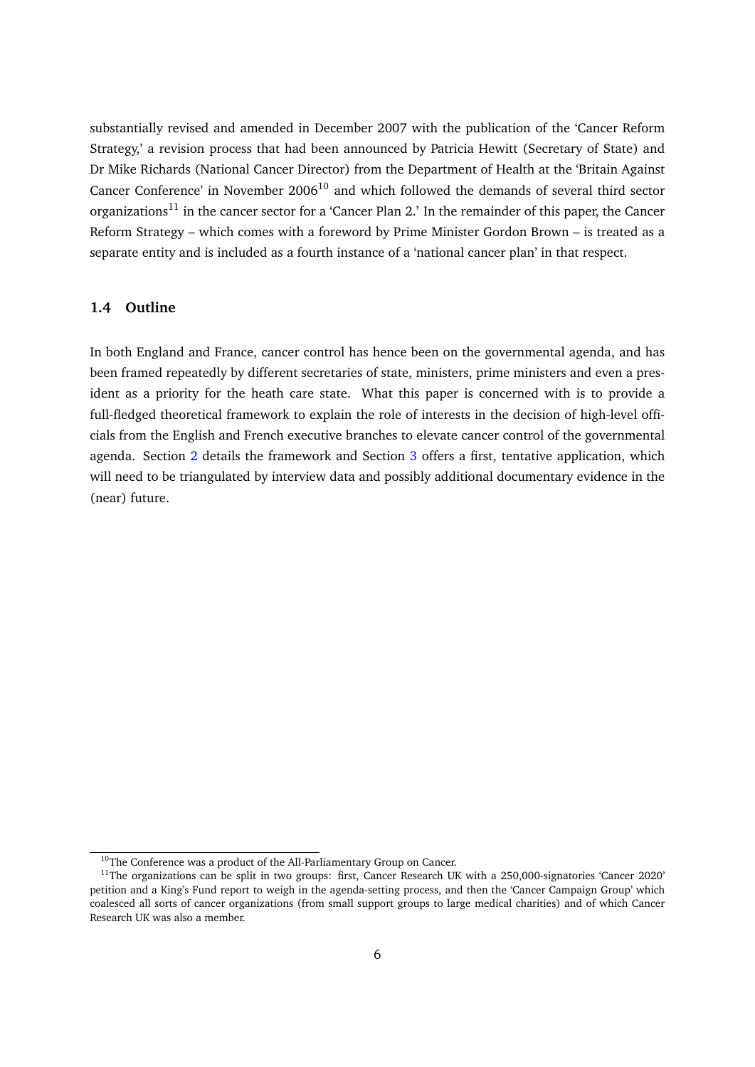substantially revised and amended in December 2007 with the publication of the 'Cancer Reform Strategy,' a revision process that had been announced by Patricia Hewitt (Secretary of State) and Dr Mike Richards (National Cancer Director) from the Department of Health at the 'Britain Against Cancer Conference' in November 2006[10] and which followed the demands of several third sector organizations[11] in the cancer sector for a 'Cancer Plan 2.' In the remainder of this paper, the Cancer Reform Strategy – which comes with a foreword by Prime Minister Gordon Brown – is treated as a separate entity and is included as a fourth instance of a 'national cancer plan' in that respect.

### 1.4 Outline

In both England and France, cancer control has hence been on the governmental agenda, and has been framed repeatedly by different secretaries of state, ministers, prime ministers and even a president as a priority for the heath care state. What this paper is concerned with is to provide a full-fledged theoretical framework to explain the role of interests in the decision of high-level officials from the English and French executive branches to elevate cancer control of the governmental agenda. Section 2 details the framework and Section 3 offers a first, tentative application, which will need to be triangulated by interview data and possibly additional documentary evidence in the (near) future.

---

[10] The Conference was a product of the All-Parliamentary Group on Cancer.

[11] The organizations can be split in two groups: first, Cancer Research UK with a 250,000-signatories 'Cancer 2020' petition and a King's Fund report to weigh in the agenda-setting process, and then the 'Cancer Campaign Group' which coalesced all sorts of cancer organizations (from small support groups to large medical charities) and of which Cancer Research UK was also a member.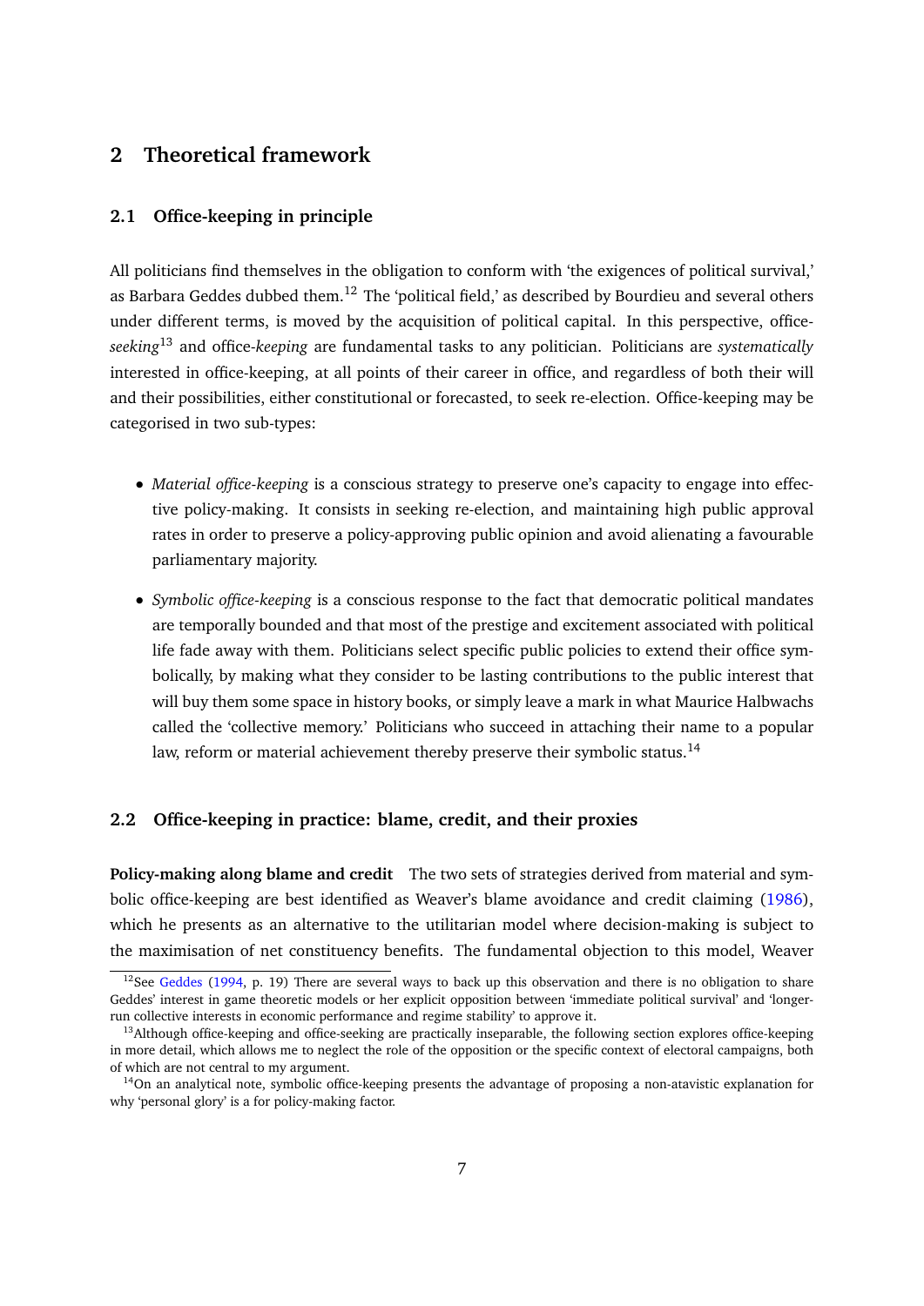## 2 Theoretical framework

### 2.1 Office-keeping in principle

All politicians find themselves in the obligation to conform with 'the exigences of political survival,' as Barbara Geddes dubbed them.[12] The 'political field,' as described by Bourdieu and several others under different terms, is moved by the acquisition of political capital. In this perspective, office-*seeking*[13] and office-*keeping* are fundamental tasks to any politician. Politicians are *systematically* interested in office-keeping, at all points of their career in office, and regardless of both their will and their possibilities, either constitutional or forecasted, to seek re-election. Office-keeping may be categorised in two sub-types:

- *Material office-keeping* is a conscious strategy to preserve one's capacity to engage into effective policy-making. It consists in seeking re-election, and maintaining high public approval rates in order to preserve a policy-approving public opinion and avoid alienating a favourable parliamentary majority.
- *Symbolic office-keeping* is a conscious response to the fact that democratic political mandates are temporally bounded and that most of the prestige and excitement associated with political life fade away with them. Politicians select specific public policies to extend their office symbolically, by making what they consider to be lasting contributions to the public interest that will buy them some space in history books, or simply leave a mark in what Maurice Halbwachs called the 'collective memory.' Politicians who succeed in attaching their name to a popular law, reform or material achievement thereby preserve their symbolic status.[14]

### 2.2 Office-keeping in practice: blame, credit, and their proxies

**Policy-making along blame and credit** The two sets of strategies derived from material and symbolic office-keeping are best identified as Weaver's blame avoidance and credit claiming (1986), which he presents as an alternative to the utilitarian model where decision-making is subject to the maximisation of net constituency benefits. The fundamental objection to this model, Weaver

[12] See Geddes (1994, p. 19) There are several ways to back up this observation and there is no obligation to share Geddes' interest in game theoretic models or her explicit opposition between 'immediate political survival' and 'longer-run collective interests in economic performance and regime stability' to approve it.

[13] Although office-keeping and office-seeking are practically inseparable, the following section explores office-keeping in more detail, which allows me to neglect the role of the opposition or the specific context of electoral campaigns, both of which are not central to my argument.

[14] On an analytical note, symbolic office-keeping presents the advantage of proposing a non-atavistic explanation for why 'personal glory' is a for policy-making factor.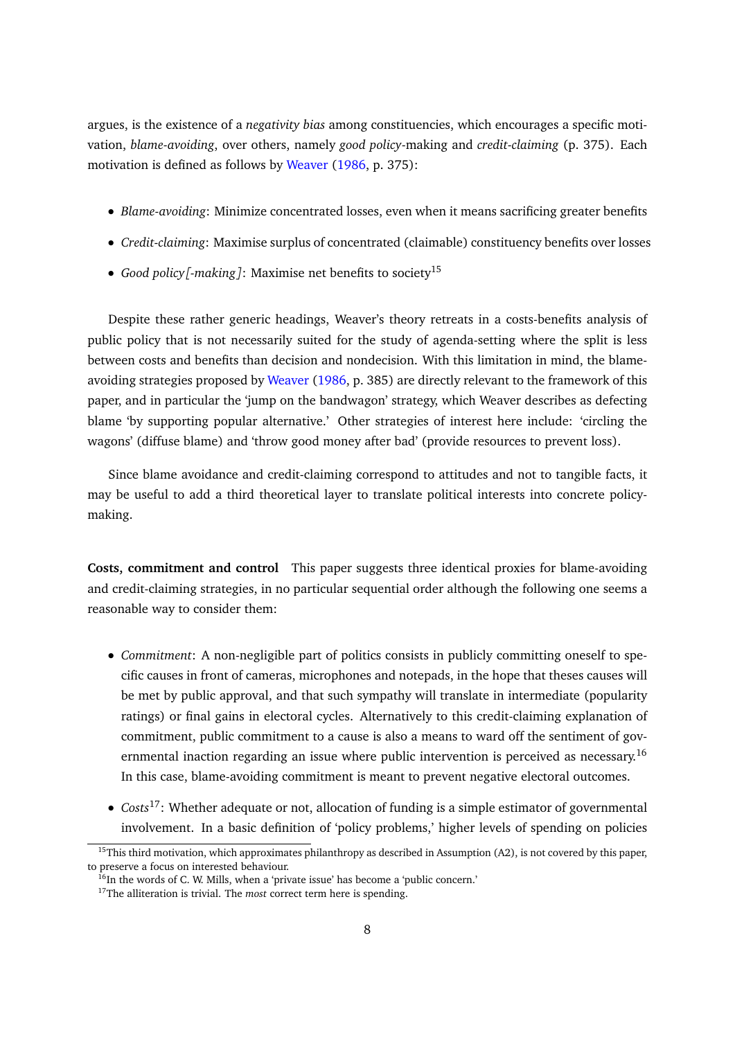argues, is the existence of a *negativity bias* among constituencies, which encourages a specific motivation, *blame-avoiding*, over others, namely *good policy*-making and *credit-claiming* (p. 375). Each motivation is defined as follows by Weaver (1986, p. 375):

- *Blame-avoiding*: Minimize concentrated losses, even when it means sacrificing greater benefits
- *Credit-claiming*: Maximise surplus of concentrated (claimable) constituency benefits over losses
- *Good policy[-making]*: Maximise net benefits to society[15]

Despite these rather generic headings, Weaver's theory retreats in a costs-benefits analysis of public policy that is not necessarily suited for the study of agenda-setting where the split is less between costs and benefits than decision and nondecision. With this limitation in mind, the blame-avoiding strategies proposed by Weaver (1986, p. 385) are directly relevant to the framework of this paper, and in particular the 'jump on the bandwagon' strategy, which Weaver describes as defecting blame 'by supporting popular alternative.' Other strategies of interest here include: 'circling the wagons' (diffuse blame) and 'throw good money after bad' (provide resources to prevent loss).

Since blame avoidance and credit-claiming correspond to attitudes and not to tangible facts, it may be useful to add a third theoretical layer to translate political interests into concrete policy-making.

**Costs, commitment and control** This paper suggests three identical proxies for blame-avoiding and credit-claiming strategies, in no particular sequential order although the following one seems a reasonable way to consider them:

- *Commitment*: A non-negligible part of politics consists in publicly committing oneself to specific causes in front of cameras, microphones and notepads, in the hope that theses causes will be met by public approval, and that such sympathy will translate in intermediate (popularity ratings) or final gains in electoral cycles. Alternatively to this credit-claiming explanation of commitment, public commitment to a cause is also a means to ward off the sentiment of governmental inaction regarding an issue where public intervention is perceived as necessary.[16] In this case, blame-avoiding commitment is meant to prevent negative electoral outcomes.
- *Costs*[17]: Whether adequate or not, allocation of funding is a simple estimator of governmental involvement. In a basic definition of 'policy problems,' higher levels of spending on policies

[15] This third motivation, which approximates philanthropy as described in Assumption (A2), is not covered by this paper, to preserve a focus on interested behaviour.

[16] In the words of C. W. Mills, when a 'private issue' has become a 'public concern.'

[17] The alliteration is trivial. The *most* correct term here is spending.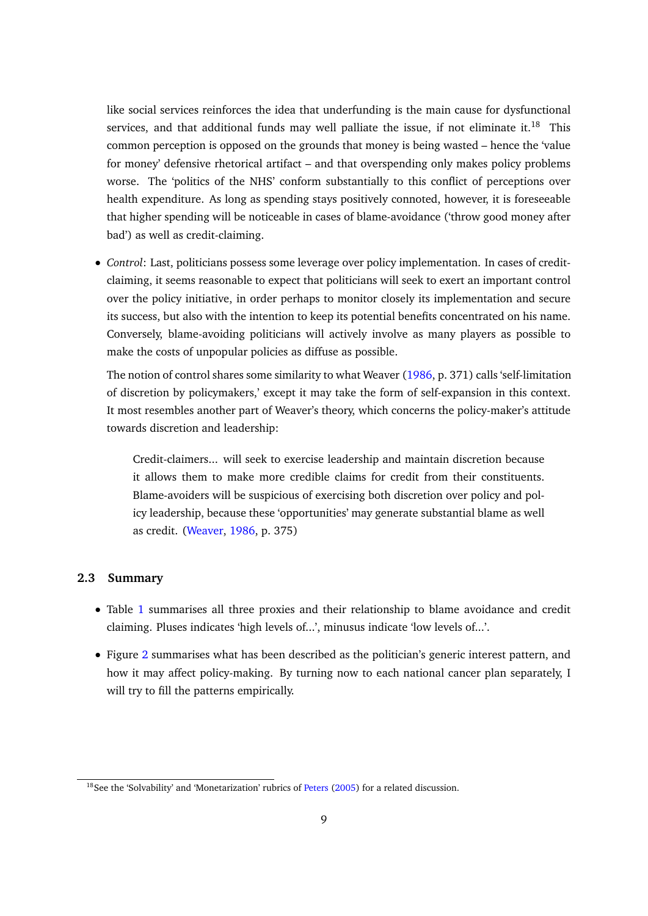like social services reinforces the idea that underfunding is the main cause for dysfunctional services, and that additional funds may well palliate the issue, if not eliminate it.[18] This common perception is opposed on the grounds that money is being wasted – hence the 'value for money' defensive rhetorical artifact – and that overspending only makes policy problems worse. The 'politics of the NHS' conform substantially to this conflict of perceptions over health expenditure. As long as spending stays positively connoted, however, it is foreseeable that higher spending will be noticeable in cases of blame-avoidance ('throw good money after bad') as well as credit-claiming.

- *Control*: Last, politicians possess some leverage over policy implementation. In cases of credit-claiming, it seems reasonable to expect that politicians will seek to exert an important control over the policy initiative, in order perhaps to monitor closely its implementation and secure its success, but also with the intention to keep its potential benefits concentrated on his name. Conversely, blame-avoiding politicians will actively involve as many players as possible to make the costs of unpopular policies as diffuse as possible.

  The notion of control shares some similarity to what Weaver (1986, p. 371) calls 'self-limitation of discretion by policymakers,' except it may take the form of self-expansion in this context. It most resembles another part of Weaver's theory, which concerns the policy-maker's attitude towards discretion and leadership:

  > Credit-claimers... will seek to exercise leadership and maintain discretion because it allows them to make more credible claims for credit from their constituents. Blame-avoiders will be suspicious of exercising both discretion over policy and policy leadership, because these 'opportunities' may generate substantial blame as well as credit. (Weaver, 1986, p. 375)

### 2.3 Summary

- Table 1 summarises all three proxies and their relationship to blame avoidance and credit claiming. Pluses indicates 'high levels of...', minusus indicate 'low levels of...'.

- Figure 2 summarises what has been described as the politician's generic interest pattern, and how it may affect policy-making. By turning now to each national cancer plan separately, I will try to fill the patterns empirically.

[18] See the 'Solvability' and 'Monetarization' rubrics of Peters (2005) for a related discussion.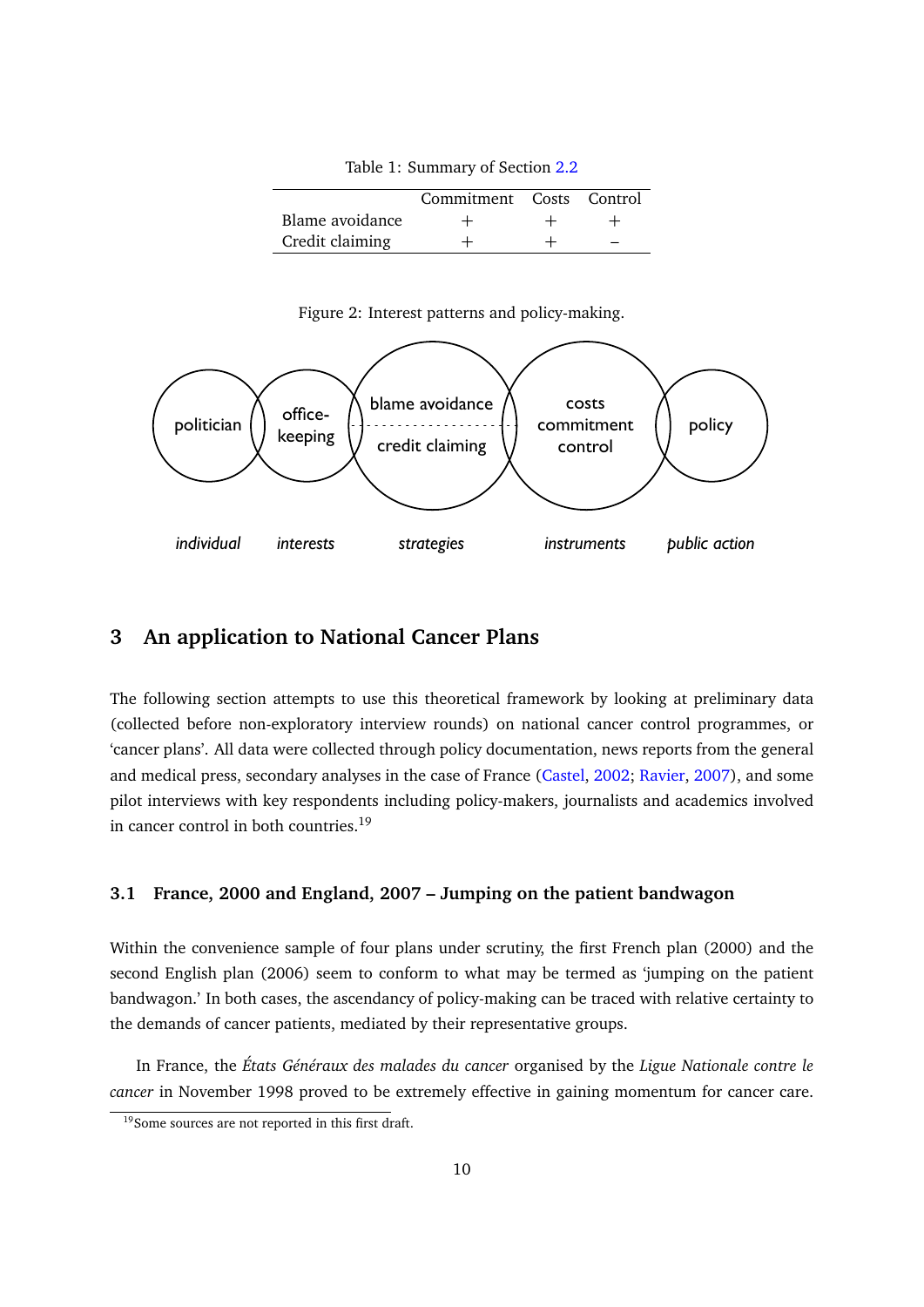Table 1: Summary of Section 2.2

| | Commitment | Costs | Control |
|---|---|---|---|
| Blame avoidance | + | + | + |
| Credit claiming | + | + | – |

Figure 2: Interest patterns and policy-making.

## 3 An application to National Cancer Plans

The following section attempts to use this theoretical framework by looking at preliminary data (collected before non-exploratory interview rounds) on national cancer control programmes, or 'cancer plans'. All data were collected through policy documentation, news reports from the general and medical press, secondary analyses in the case of France (Castel, 2002; Ravier, 2007), and some pilot interviews with key respondents including policy-makers, journalists and academics involved in cancer control in both countries.[19]

### 3.1 France, 2000 and England, 2007 – Jumping on the patient bandwagon

Within the convenience sample of four plans under scrutiny, the first French plan (2000) and the second English plan (2006) seem to conform to what may be termed as 'jumping on the patient bandwagon.' In both cases, the ascendancy of policy-making can be traced with relative certainty to the demands of cancer patients, mediated by their representative groups.

In France, the *États Généraux des malades du cancer* organised by the *Ligue Nationale contre le cancer* in November 1998 proved to be extremely effective in gaining momentum for cancer care.

[19] Some sources are not reported in this first draft.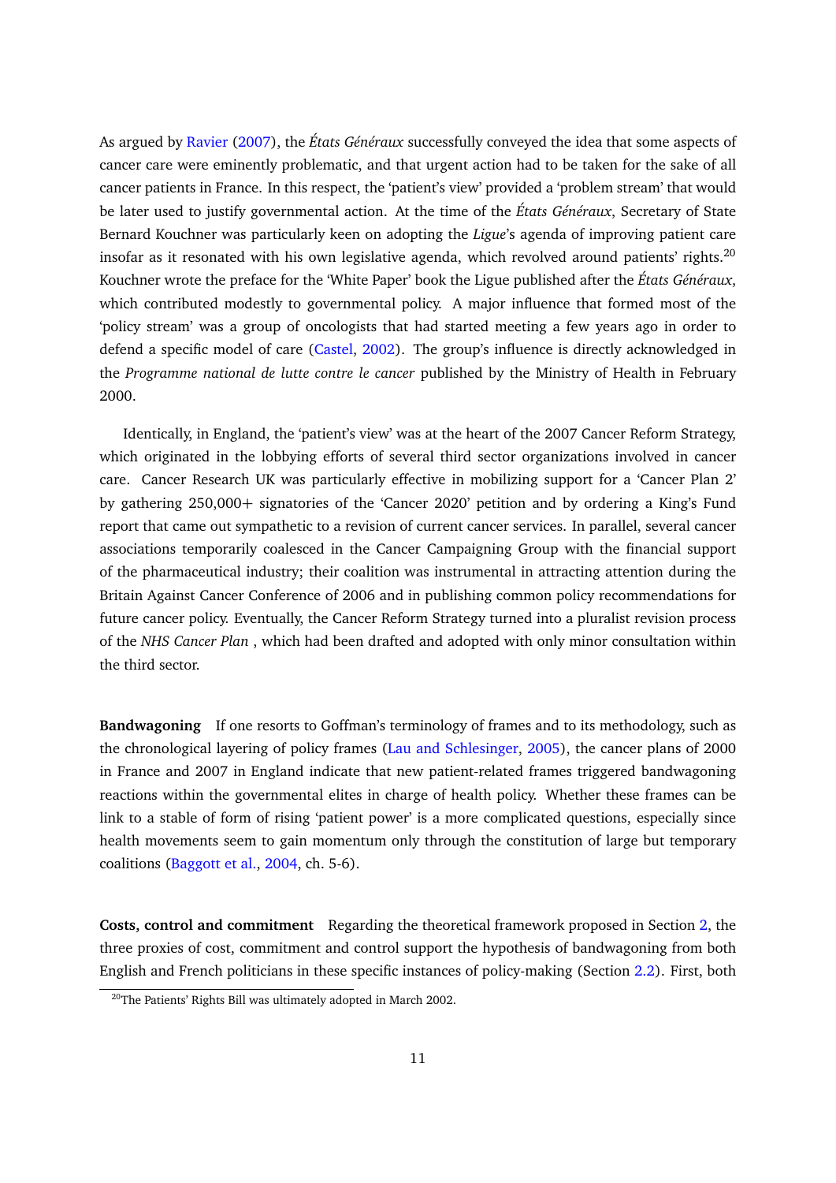As argued by Ravier (2007), the *États Généraux* successfully conveyed the idea that some aspects of cancer care were eminently problematic, and that urgent action had to be taken for the sake of all cancer patients in France. In this respect, the 'patient's view' provided a 'problem stream' that would be later used to justify governmental action. At the time of the *États Généraux*, Secretary of State Bernard Kouchner was particularly keen on adopting the *Ligue*'s agenda of improving patient care insofar as it resonated with his own legislative agenda, which revolved around patients' rights.[20] Kouchner wrote the preface for the 'White Paper' book the Ligue published after the *États Généraux*, which contributed modestly to governmental policy. A major influence that formed most of the 'policy stream' was a group of oncologists that had started meeting a few years ago in order to defend a specific model of care (Castel, 2002). The group's influence is directly acknowledged in the *Programme national de lutte contre le cancer* published by the Ministry of Health in February 2000.

Identically, in England, the 'patient's view' was at the heart of the 2007 Cancer Reform Strategy, which originated in the lobbying efforts of several third sector organizations involved in cancer care. Cancer Research UK was particularly effective in mobilizing support for a 'Cancer Plan 2' by gathering 250,000+ signatories of the 'Cancer 2020' petition and by ordering a King's Fund report that came out sympathetic to a revision of current cancer services. In parallel, several cancer associations temporarily coalesced in the Cancer Campaigning Group with the financial support of the pharmaceutical industry; their coalition was instrumental in attracting attention during the Britain Against Cancer Conference of 2006 and in publishing common policy recommendations for future cancer policy. Eventually, the Cancer Reform Strategy turned into a pluralist revision process of the *NHS Cancer Plan* , which had been drafted and adopted with only minor consultation within the third sector.

**Bandwagoning** If one resorts to Goffman's terminology of frames and to its methodology, such as the chronological layering of policy frames (Lau and Schlesinger, 2005), the cancer plans of 2000 in France and 2007 in England indicate that new patient-related frames triggered bandwagoning reactions within the governmental elites in charge of health policy. Whether these frames can be link to a stable of form of rising 'patient power' is a more complicated questions, especially since health movements seem to gain momentum only through the constitution of large but temporary coalitions (Baggott et al., 2004, ch. 5-6).

**Costs, control and commitment** Regarding the theoretical framework proposed in Section 2, the three proxies of cost, commitment and control support the hypothesis of bandwagoning from both English and French politicians in these specific instances of policy-making (Section 2.2). First, both

[20] The Patients' Rights Bill was ultimately adopted in March 2002.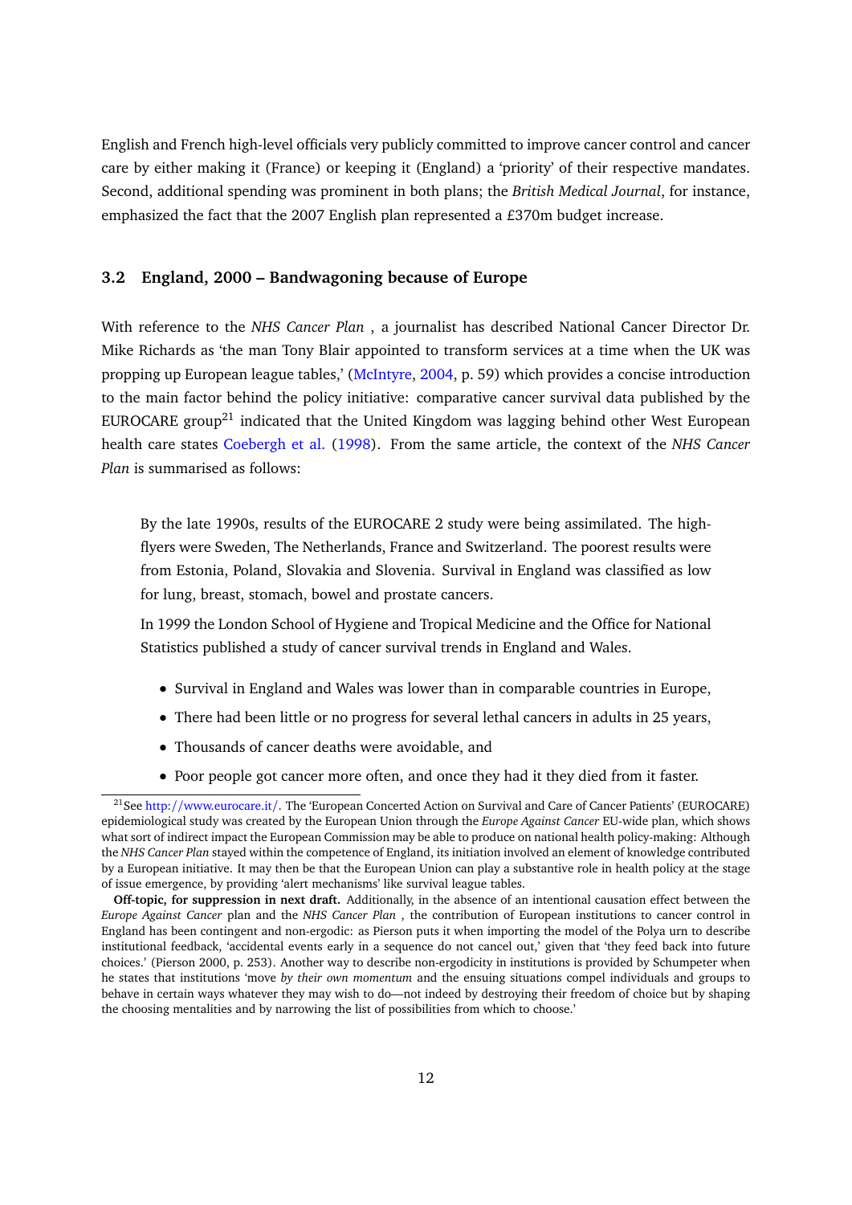English and French high-level officials very publicly committed to improve cancer control and cancer care by either making it (France) or keeping it (England) a 'priority' of their respective mandates. Second, additional spending was prominent in both plans; the *British Medical Journal*, for instance, emphasized the fact that the 2007 English plan represented a £370m budget increase.

### 3.2 England, 2000 – Bandwagoning because of Europe

With reference to the *NHS Cancer Plan* , a journalist has described National Cancer Director Dr. Mike Richards as 'the man Tony Blair appointed to transform services at a time when the UK was propping up European league tables,' (McIntyre, 2004, p. 59) which provides a concise introduction to the main factor behind the policy initiative: comparative cancer survival data published by the EUROCARE group[21] indicated that the United Kingdom was lagging behind other West European health care states Coebergh et al. (1998). From the same article, the context of the *NHS Cancer Plan* is summarised as follows:

> By the late 1990s, results of the EUROCARE 2 study were being assimilated. The high-flyers were Sweden, The Netherlands, France and Switzerland. The poorest results were from Estonia, Poland, Slovakia and Slovenia. Survival in England was classified as low for lung, breast, stomach, bowel and prostate cancers.
>
> In 1999 the London School of Hygiene and Tropical Medicine and the Office for National Statistics published a study of cancer survival trends in England and Wales.
>
> - Survival in England and Wales was lower than in comparable countries in Europe,
> - There had been little or no progress for several lethal cancers in adults in 25 years,
> - Thousands of cancer deaths were avoidable, and
> - Poor people got cancer more often, and once they had it they died from it faster.

---

[21] See http://www.eurocare.it/. The 'European Concerted Action on Survival and Care of Cancer Patients' (EUROCARE) epidemiological study was created by the European Union through the *Europe Against Cancer* EU-wide plan, which shows what sort of indirect impact the European Commission may be able to produce on national health policy-making: Although the *NHS Cancer Plan* stayed within the competence of England, its initiation involved an element of knowledge contributed by a European initiative. It may then be that the European Union can play a substantive role in health policy at the stage of issue emergence, by providing 'alert mechanisms' like survival league tables.

**Off-topic, for suppression in next draft.** Additionally, in the absence of an intentional causation effect between the *Europe Against Cancer* plan and the *NHS Cancer Plan* , the contribution of European institutions to cancer control in England has been contingent and non-ergodic: as Pierson puts it when importing the model of the Polya urn to describe institutional feedback, 'accidental events early in a sequence do not cancel out,' given that 'they feed back into future choices.' (Pierson 2000, p. 253). Another way to describe non-ergodicity in institutions is provided by Schumpeter when he states that institutions 'move *by their own momentum* and the ensuing situations compel individuals and groups to behave in certain ways whatever they may wish to do—not indeed by destroying their freedom of choice but by shaping the choosing mentalities and by narrowing the list of possibilities from which to choose.'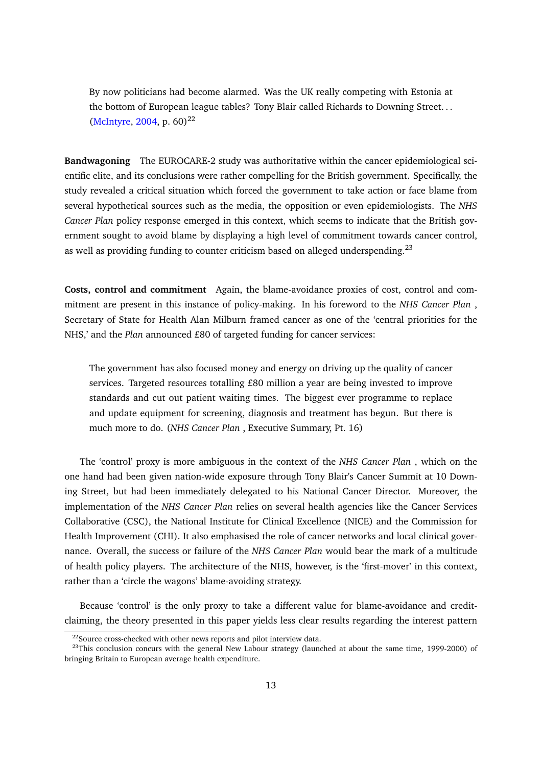> By now politicians had become alarmed. Was the UK really competing with Estonia at the bottom of European league tables? Tony Blair called Richards to Downing Street. . . (McIntyre, 2004, p. 60)[22]

**Bandwagoning** The EUROCARE-2 study was authoritative within the cancer epidemiological scientific elite, and its conclusions were rather compelling for the British government. Specifically, the study revealed a critical situation which forced the government to take action or face blame from several hypothetical sources such as the media, the opposition or even epidemiologists. The *NHS Cancer Plan* policy response emerged in this context, which seems to indicate that the British government sought to avoid blame by displaying a high level of commitment towards cancer control, as well as providing funding to counter criticism based on alleged underspending.[23]

**Costs, control and commitment** Again, the blame-avoidance proxies of cost, control and commitment are present in this instance of policy-making. In his foreword to the *NHS Cancer Plan* , Secretary of State for Health Alan Milburn framed cancer as one of the 'central priorities for the NHS,' and the *Plan* announced £80 of targeted funding for cancer services:

> The government has also focused money and energy on driving up the quality of cancer services. Targeted resources totalling £80 million a year are being invested to improve standards and cut out patient waiting times. The biggest ever programme to replace and update equipment for screening, diagnosis and treatment has begun. But there is much more to do. (*NHS Cancer Plan* , Executive Summary, Pt. 16)

The 'control' proxy is more ambiguous in the context of the *NHS Cancer Plan* , which on the one hand had been given nation-wide exposure through Tony Blair's Cancer Summit at 10 Downing Street, but had been immediately delegated to his National Cancer Director. Moreover, the implementation of the *NHS Cancer Plan* relies on several health agencies like the Cancer Services Collaborative (CSC), the National Institute for Clinical Excellence (NICE) and the Commission for Health Improvement (CHI). It also emphasised the role of cancer networks and local clinical governance. Overall, the success or failure of the *NHS Cancer Plan* would bear the mark of a multitude of health policy players. The architecture of the NHS, however, is the 'first-mover' in this context, rather than a 'circle the wagons' blame-avoiding strategy.

Because 'control' is the only proxy to take a different value for blame-avoidance and credit-claiming, the theory presented in this paper yields less clear results regarding the interest pattern

[22] Source cross-checked with other news reports and pilot interview data.

[23] This conclusion concurs with the general New Labour strategy (launched at about the same time, 1999-2000) of bringing Britain to European average health expenditure.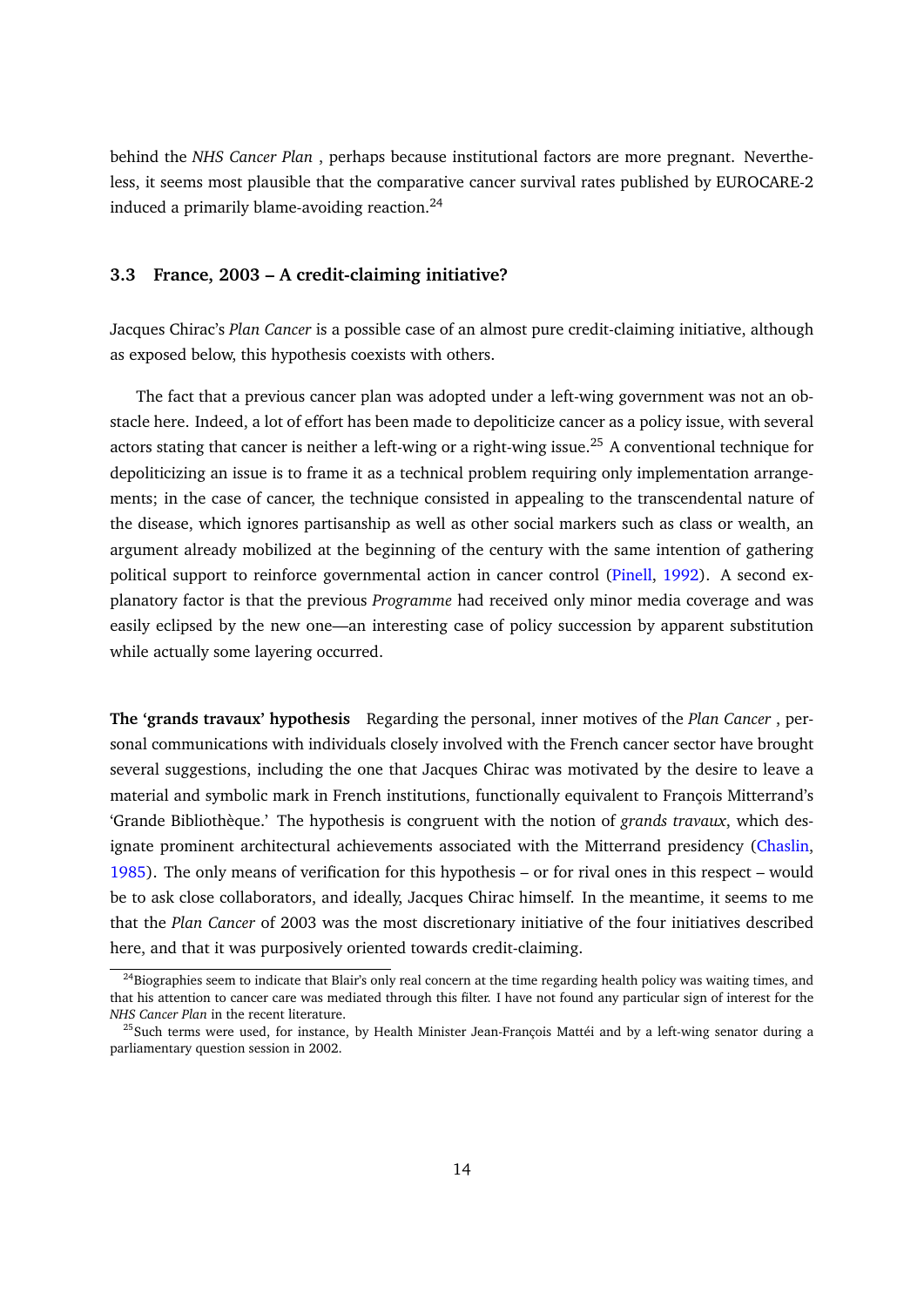behind the *NHS Cancer Plan* , perhaps because institutional factors are more pregnant. Nevertheless, it seems most plausible that the comparative cancer survival rates published by EUROCARE-2 induced a primarily blame-avoiding reaction.[24]

### 3.3 France, 2003 – A credit-claiming initiative?

Jacques Chirac's *Plan Cancer* is a possible case of an almost pure credit-claiming initiative, although as exposed below, this hypothesis coexists with others.

The fact that a previous cancer plan was adopted under a left-wing government was not an obstacle here. Indeed, a lot of effort has been made to depoliticize cancer as a policy issue, with several actors stating that cancer is neither a left-wing or a right-wing issue.[25] A conventional technique for depoliticizing an issue is to frame it as a technical problem requiring only implementation arrangements; in the case of cancer, the technique consisted in appealing to the transcendental nature of the disease, which ignores partisanship as well as other social markers such as class or wealth, an argument already mobilized at the beginning of the century with the same intention of gathering political support to reinforce governmental action in cancer control (Pinell, 1992). A second explanatory factor is that the previous *Programme* had received only minor media coverage and was easily eclipsed by the new one—an interesting case of policy succession by apparent substitution while actually some layering occurred.

**The 'grands travaux' hypothesis** Regarding the personal, inner motives of the *Plan Cancer* , personal communications with individuals closely involved with the French cancer sector have brought several suggestions, including the one that Jacques Chirac was motivated by the desire to leave a material and symbolic mark in French institutions, functionally equivalent to François Mitterrand's 'Grande Bibliothèque.' The hypothesis is congruent with the notion of *grands travaux*, which designate prominent architectural achievements associated with the Mitterrand presidency (Chaslin, 1985). The only means of verification for this hypothesis – or for rival ones in this respect – would be to ask close collaborators, and ideally, Jacques Chirac himself. In the meantime, it seems to me that the *Plan Cancer* of 2003 was the most discretionary initiative of the four initiatives described here, and that it was purposively oriented towards credit-claiming.

[24] Biographies seem to indicate that Blair's only real concern at the time regarding health policy was waiting times, and that his attention to cancer care was mediated through this filter. I have not found any particular sign of interest for the *NHS Cancer Plan* in the recent literature.

[25] Such terms were used, for instance, by Health Minister Jean-François Mattéi and by a left-wing senator during a parliamentary question session in 2002.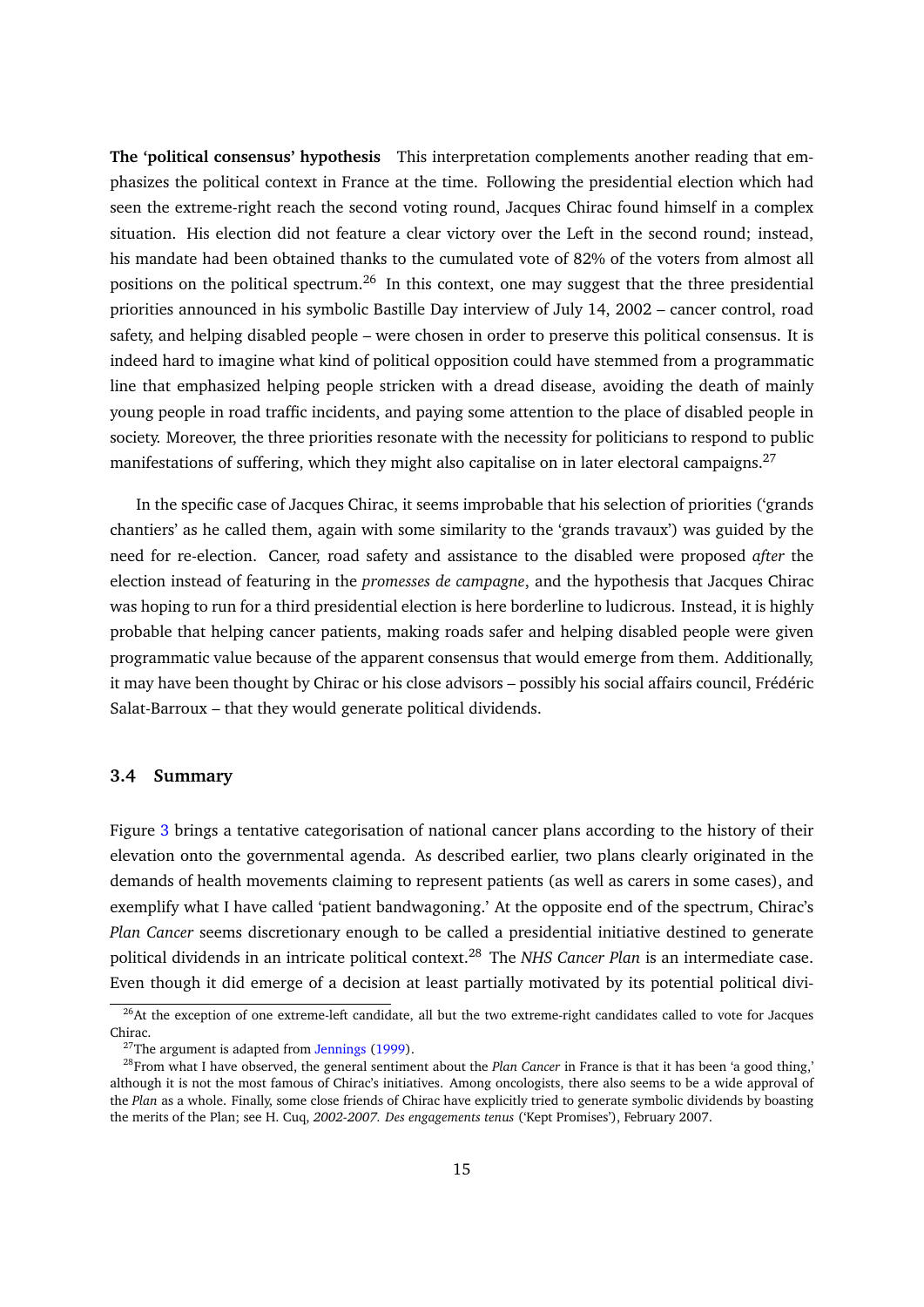**The 'political consensus' hypothesis** This interpretation complements another reading that emphasizes the political context in France at the time. Following the presidential election which had seen the extreme-right reach the second voting round, Jacques Chirac found himself in a complex situation. His election did not feature a clear victory over the Left in the second round; instead, his mandate had been obtained thanks to the cumulated vote of 82% of the voters from almost all positions on the political spectrum.[26] In this context, one may suggest that the three presidential priorities announced in his symbolic Bastille Day interview of July 14, 2002 – cancer control, road safety, and helping disabled people – were chosen in order to preserve this political consensus. It is indeed hard to imagine what kind of political opposition could have stemmed from a programmatic line that emphasized helping people stricken with a dread disease, avoiding the death of mainly young people in road traffic incidents, and paying some attention to the place of disabled people in society. Moreover, the three priorities resonate with the necessity for politicians to respond to public manifestations of suffering, which they might also capitalise on in later electoral campaigns.[27]

In the specific case of Jacques Chirac, it seems improbable that his selection of priorities ('grands chantiers' as he called them, again with some similarity to the 'grands travaux') was guided by the need for re-election. Cancer, road safety and assistance to the disabled were proposed *after* the election instead of featuring in the *promesses de campagne*, and the hypothesis that Jacques Chirac was hoping to run for a third presidential election is here borderline to ludicrous. Instead, it is highly probable that helping cancer patients, making roads safer and helping disabled people were given programmatic value because of the apparent consensus that would emerge from them. Additionally, it may have been thought by Chirac or his close advisors – possibly his social affairs council, Frédéric Salat-Barroux – that they would generate political dividends.

### 3.4 Summary

Figure 3 brings a tentative categorisation of national cancer plans according to the history of their elevation onto the governmental agenda. As described earlier, two plans clearly originated in the demands of health movements claiming to represent patients (as well as carers in some cases), and exemplify what I have called 'patient bandwagoning.' At the opposite end of the spectrum, Chirac's *Plan Cancer* seems discretionary enough to be called a presidential initiative destined to generate political dividends in an intricate political context.[28] The *NHS Cancer Plan* is an intermediate case. Even though it did emerge of a decision at least partially motivated by its potential political divi-

[26] At the exception of one extreme-left candidate, all but the two extreme-right candidates called to vote for Jacques Chirac.

[27] The argument is adapted from Jennings (1999).

[28] From what I have observed, the general sentiment about the *Plan Cancer* in France is that it has been 'a good thing,' although it is not the most famous of Chirac's initiatives. Among oncologists, there also seems to be a wide approval of the *Plan* as a whole. Finally, some close friends of Chirac have explicitly tried to generate symbolic dividends by boasting the merits of the Plan; see H. Cuq, *2002-2007. Des engagements tenus* ('Kept Promises'), February 2007.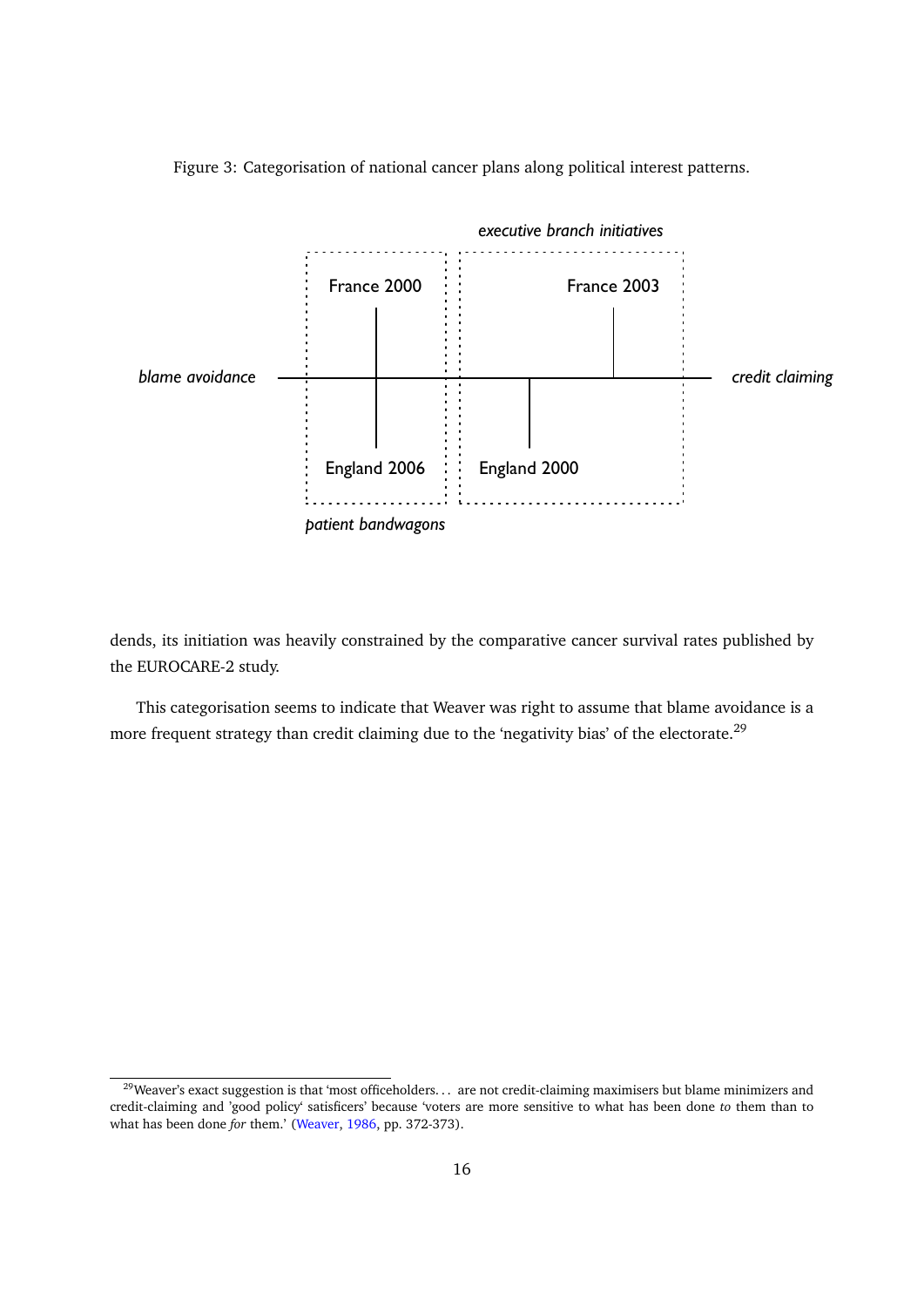Figure 3: Categorisation of national cancer plans along political interest patterns.

*executive branch initiatives*

France 2000

France 2003

*blame avoidance*

*credit claiming*

England 2006

England 2000

*patient bandwagons*

dends, its initiation was heavily constrained by the comparative cancer survival rates published by the EUROCARE-2 study.

This categorisation seems to indicate that Weaver was right to assume that blame avoidance is a more frequent strategy than credit claiming due to the 'negativity bias' of the electorate.[29]

---

[29] Weaver's exact suggestion is that 'most officeholders. . . are not credit-claiming maximisers but blame minimizers and credit-claiming and 'good policy' satisficers' because 'voters are more sensitive to what has been done *to* them than to what has been done *for* them.' (Weaver, 1986, pp. 372-373).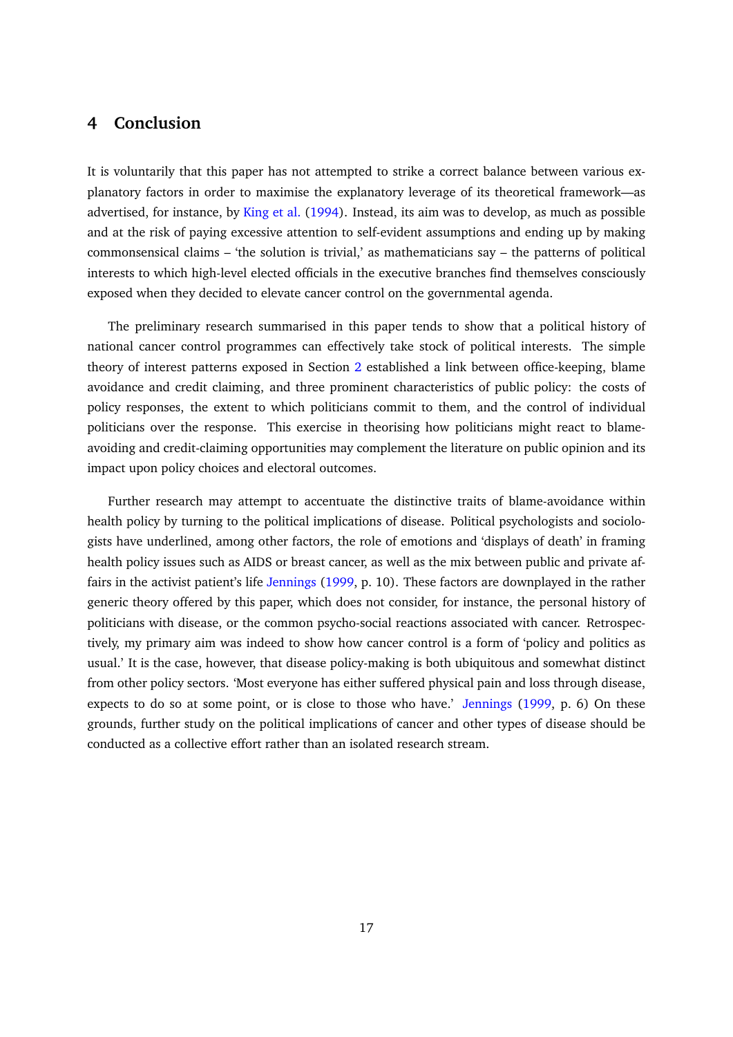## 4 Conclusion

It is voluntarily that this paper has not attempted to strike a correct balance between various explanatory factors in order to maximise the explanatory leverage of its theoretical framework—as advertised, for instance, by King et al. (1994). Instead, its aim was to develop, as much as possible and at the risk of paying excessive attention to self-evident assumptions and ending up by making commonsensical claims – 'the solution is trivial,' as mathematicians say – the patterns of political interests to which high-level elected officials in the executive branches find themselves consciously exposed when they decided to elevate cancer control on the governmental agenda.

The preliminary research summarised in this paper tends to show that a political history of national cancer control programmes can effectively take stock of political interests. The simple theory of interest patterns exposed in Section 2 established a link between office-keeping, blame avoidance and credit claiming, and three prominent characteristics of public policy: the costs of policy responses, the extent to which politicians commit to them, and the control of individual politicians over the response. This exercise in theorising how politicians might react to blame-avoiding and credit-claiming opportunities may complement the literature on public opinion and its impact upon policy choices and electoral outcomes.

Further research may attempt to accentuate the distinctive traits of blame-avoidance within health policy by turning to the political implications of disease. Political psychologists and sociologists have underlined, among other factors, the role of emotions and 'displays of death' in framing health policy issues such as AIDS or breast cancer, as well as the mix between public and private affairs in the activist patient's life Jennings (1999, p. 10). These factors are downplayed in the rather generic theory offered by this paper, which does not consider, for instance, the personal history of politicians with disease, or the common psycho-social reactions associated with cancer. Retrospectively, my primary aim was indeed to show how cancer control is a form of 'policy and politics as usual.' It is the case, however, that disease policy-making is both ubiquitous and somewhat distinct from other policy sectors. 'Most everyone has either suffered physical pain and loss through disease, expects to do so at some point, or is close to those who have.' Jennings (1999, p. 6) On these grounds, further study on the political implications of cancer and other types of disease should be conducted as a collective effort rather than an isolated research stream.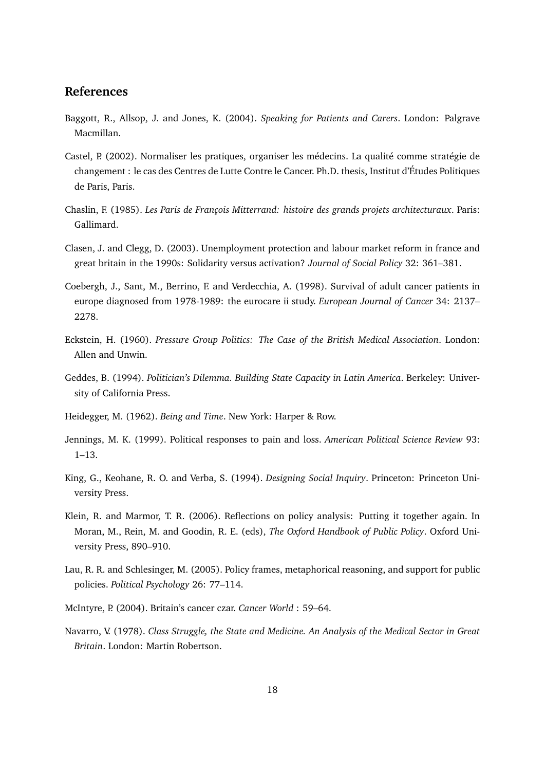## References

Baggott, R., Allsop, J. and Jones, K. (2004). *Speaking for Patients and Carers*. London: Palgrave Macmillan.

Castel, P. (2002). Normaliser les pratiques, organiser les médecins. La qualité comme stratégie de changement : le cas des Centres de Lutte Contre le Cancer. Ph.D. thesis, Institut d'Études Politiques de Paris, Paris.

Chaslin, F. (1985). *Les Paris de François Mitterrand: histoire des grands projets architecturaux*. Paris: Gallimard.

Clasen, J. and Clegg, D. (2003). Unemployment protection and labour market reform in france and great britain in the 1990s: Solidarity versus activation? *Journal of Social Policy* 32: 361–381.

Coebergh, J., Sant, M., Berrino, F. and Verdecchia, A. (1998). Survival of adult cancer patients in europe diagnosed from 1978-1989: the eurocare ii study. *European Journal of Cancer* 34: 2137–2278.

Eckstein, H. (1960). *Pressure Group Politics: The Case of the British Medical Association*. London: Allen and Unwin.

Geddes, B. (1994). *Politician's Dilemma. Building State Capacity in Latin America*. Berkeley: University of California Press.

Heidegger, M. (1962). *Being and Time*. New York: Harper & Row.

Jennings, M. K. (1999). Political responses to pain and loss. *American Political Science Review* 93: 1–13.

King, G., Keohane, R. O. and Verba, S. (1994). *Designing Social Inquiry*. Princeton: Princeton University Press.

Klein, R. and Marmor, T. R. (2006). Reflections on policy analysis: Putting it together again. In Moran, M., Rein, M. and Goodin, R. E. (eds), *The Oxford Handbook of Public Policy*. Oxford University Press, 890–910.

Lau, R. R. and Schlesinger, M. (2005). Policy frames, metaphorical reasoning, and support for public policies. *Political Psychology* 26: 77–114.

McIntyre, P. (2004). Britain's cancer czar. *Cancer World* : 59–64.

Navarro, V. (1978). *Class Struggle, the State and Medicine. An Analysis of the Medical Sector in Great Britain*. London: Martin Robertson.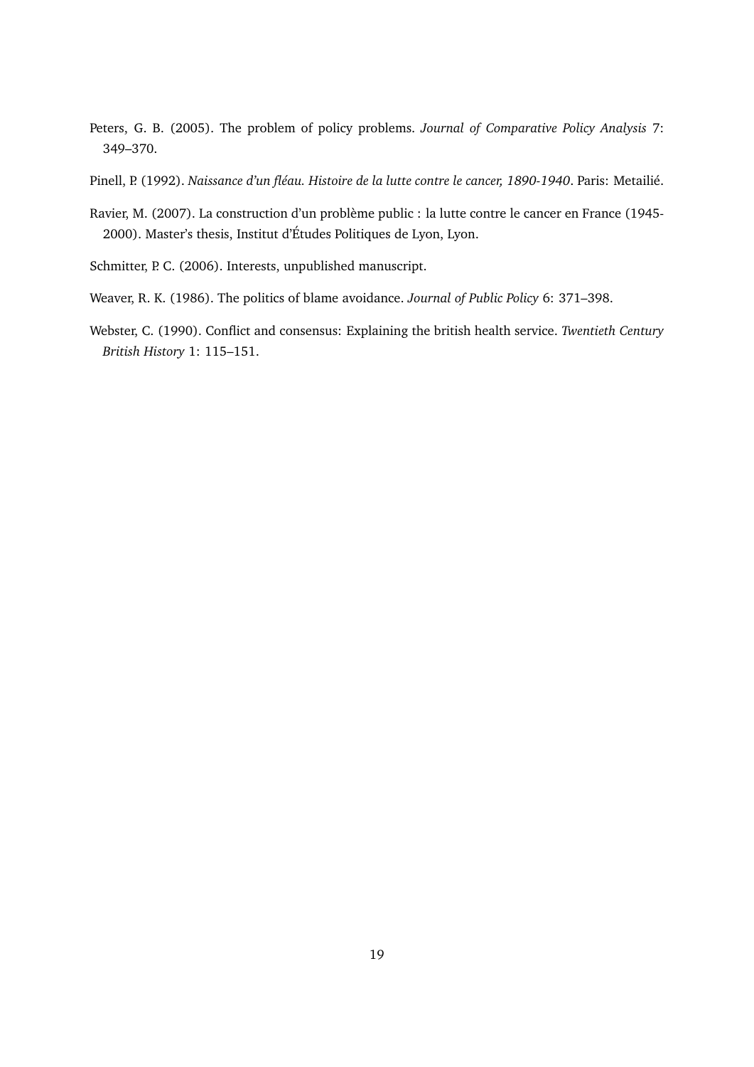Peters, G. B. (2005). The problem of policy problems. *Journal of Comparative Policy Analysis* 7: 349–370.

Pinell, P. (1992). *Naissance d'un fléau. Histoire de la lutte contre le cancer, 1890-1940*. Paris: Metailié.

Ravier, M. (2007). La construction d'un problème public : la lutte contre le cancer en France (1945-2000). Master's thesis, Institut d'Études Politiques de Lyon, Lyon.

Schmitter, P. C. (2006). Interests, unpublished manuscript.

Weaver, R. K. (1986). The politics of blame avoidance. *Journal of Public Policy* 6: 371–398.

Webster, C. (1990). Conflict and consensus: Explaining the british health service. *Twentieth Century British History* 1: 115–151.